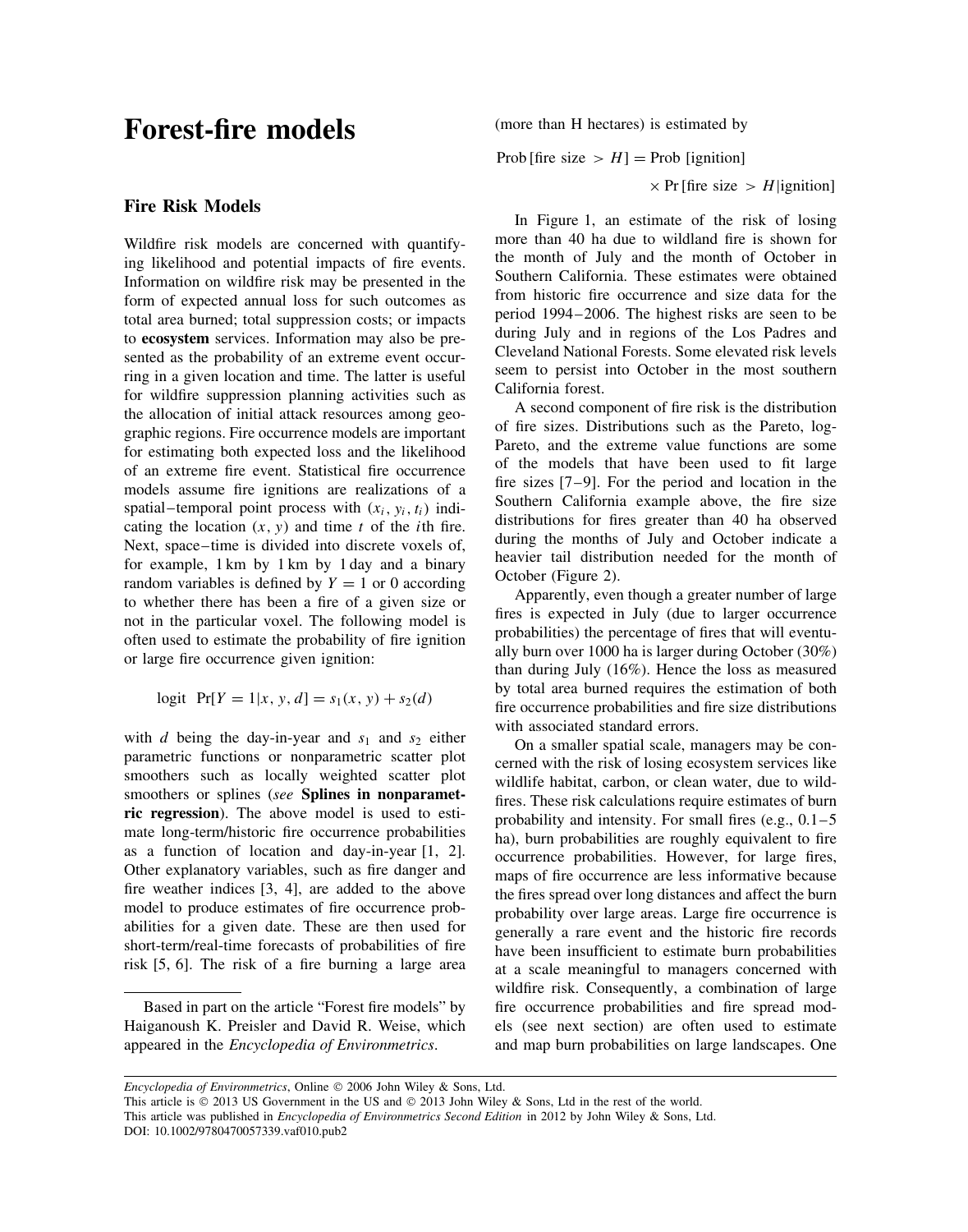# Forest-fire models

## Fire Risk Models

Wildfire risk models are concerned with quantifying likelihood and potential impacts of fire events. Information on wildfire risk may be presented in the form of expected annual loss for such outcomes as total area burned; total suppression costs; or impacts to **ecosystem** services. Information may also be presented as the probability of an extreme event occurring in a given location and time. The latter is useful for wildfire suppression planning activities such as the allocation of initial attack resources among geographic regions. Fire occurrence models are important for estimating both expected loss and the likelihood of an extreme fire event. Statistical fire occurrence models assume fire ignitions are realizations of a spatial–temporal point process with $(x_i, y_i, t_i)$ indicating the location $(x, y)$ and time $t$ of the $i$th fire. Next, space–time is divided into discrete voxels of, for example, 1 km by 1 km by 1 day and a binary random variables is defined by $Y = 1$ or 0 according to whether there has been a fire of a given size or not in the particular voxel. The following model is often used to estimate the probability of fire ignition or large fire occurrence given ignition:

$$\text{logit } \Pr[Y = 1|x, y, d] = s_1(x, y) + s_2(d)$$

with $d$ being the day-in-year and $s_1$ and $s_2$ either parametric functions or nonparametric scatter plot smoothers such as locally weighted scatter plot smoothers or splines (*see* **Splines in nonparametric regression**). The above model is used to estimate long-term/historic fire occurrence probabilities as a function of location and day-in-year [1, 2]. Other explanatory variables, such as fire danger and fire weather indices [3, 4], are added to the above model to produce estimates of fire occurrence probabilities for a given date. These are then used for short-term/real-time forecasts of probabilities of fire risk [5, 6]. The risk of a fire burning a large area (more than H hectares) is estimated by

$$\text{Prob}\,[\text{fire size} > H] = \text{Prob}\,[\text{ignition}] \times \Pr\,[\text{fire size} > H|\text{ignition}]$$

In Figure 1, an estimate of the risk of losing more than 40 ha due to wildland fire is shown for the month of July and the month of October in Southern California. These estimates were obtained from historic fire occurrence and size data for the period 1994–2006. The highest risks are seen to be during July and in regions of the Los Padres and Cleveland National Forests. Some elevated risk levels seem to persist into October in the most southern California forest.

A second component of fire risk is the distribution of fire sizes. Distributions such as the Pareto, log-Pareto, and the extreme value functions are some of the models that have been used to fit large fire sizes [7–9]. For the period and location in the Southern California example above, the fire size distributions for fires greater than 40 ha observed during the months of July and October indicate a heavier tail distribution needed for the month of October (Figure 2).

Apparently, even though a greater number of large fires is expected in July (due to larger occurrence probabilities) the percentage of fires that will eventually burn over 1000 ha is larger during October (30%) than during July (16%). Hence the loss as measured by total area burned requires the estimation of both fire occurrence probabilities and fire size distributions with associated standard errors.

On a smaller spatial scale, managers may be concerned with the risk of losing ecosystem services like wildlife habitat, carbon, or clean water, due to wildfires. These risk calculations require estimates of burn probability and intensity. For small fires (e.g., 0.1–5 ha), burn probabilities are roughly equivalent to fire occurrence probabilities. However, for large fires, maps of fire occurrence are less informative because the fires spread over long distances and affect the burn probability over large areas. Large fire occurrence is generally a rare event and the historic fire records have been insufficient to estimate burn probabilities at a scale meaningful to managers concerned with wildfire risk. Consequently, a combination of large fire occurrence probabilities and fire spread models (see next section) are often used to estimate and map burn probabilities on large landscapes. One

Based in part on the article "Forest fire models" by Haiganoush K. Preisler and David R. Weise, which appeared in the *Encyclopedia of Environmetrics*.

*Encyclopedia of Environmetrics*, Online © 2006 John Wiley & Sons, Ltd.
This article is © 2013 US Government in the US and © 2013 John Wiley & Sons, Ltd in the rest of the world.
This article was published in *Encyclopedia of Environmetrics Second Edition* in 2012 by John Wiley & Sons, Ltd.
DOI: 10.1002/9780470057339.vaf010.pub2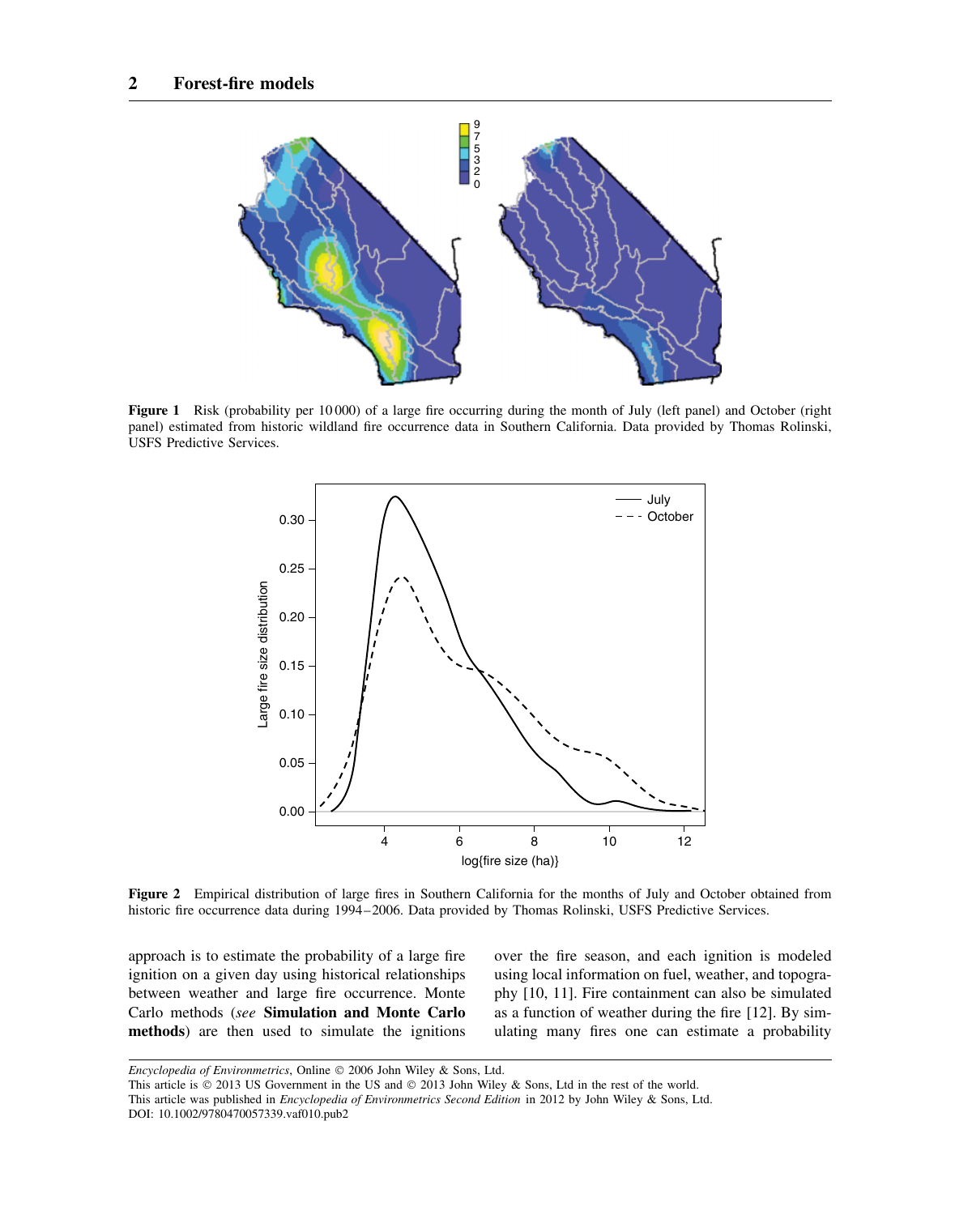**Figure 1** Risk (probability per 10 000) of a large fire occurring during the month of July (left panel) and October (right panel) estimated from historic wildland fire occurrence data in Southern California. Data provided by Thomas Rolinski, USFS Predictive Services.

**Figure 2** Empirical distribution of large fires in Southern California for the months of July and October obtained from historic fire occurrence data during 1994–2006. Data provided by Thomas Rolinski, USFS Predictive Services.

approach is to estimate the probability of a large fire ignition on a given day using historical relationships between weather and large fire occurrence. Monte Carlo methods (*see* **Simulation and Monte Carlo methods**) are then used to simulate the ignitions over the fire season, and each ignition is modeled using local information on fuel, weather, and topography [10, 11]. Fire containment can also be simulated as a function of weather during the fire [12]. By simulating many fires one can estimate a probability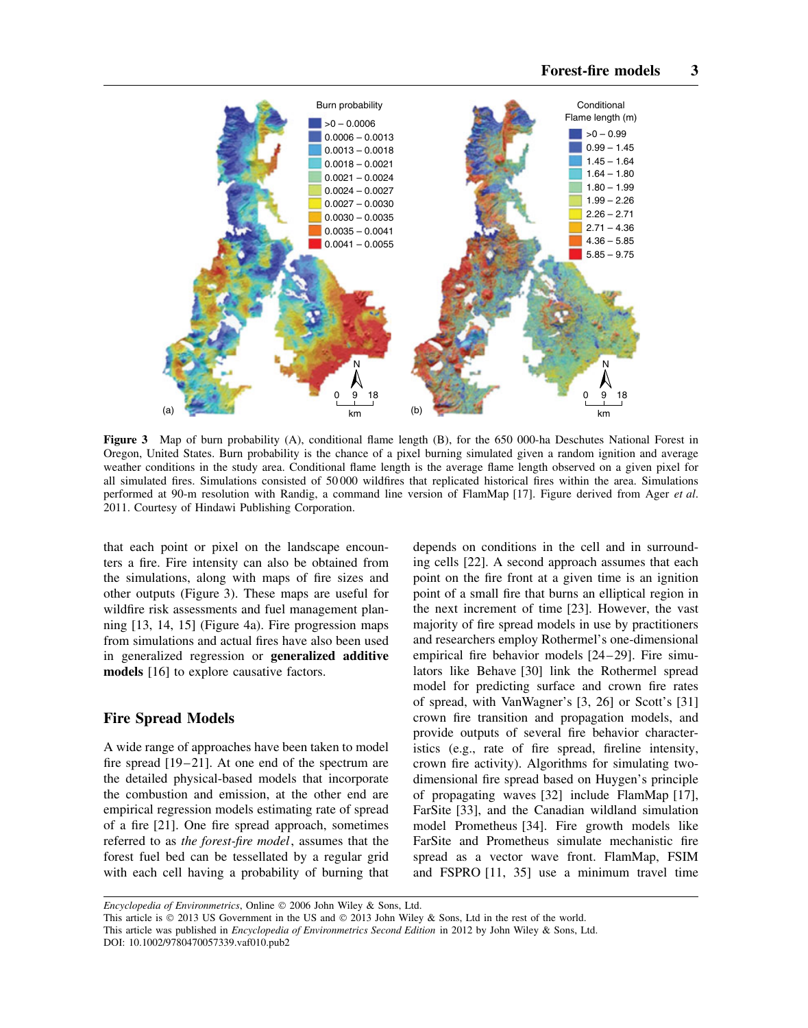**Figure 3** Map of burn probability (A), conditional flame length (B), for the 650 000-ha Deschutes National Forest in Oregon, United States. Burn probability is the chance of a pixel burning simulated given a random ignition and average weather conditions in the study area. Conditional flame length is the average flame length observed on a given pixel for all simulated fires. Simulations consisted of 50 000 wildfires that replicated historical fires within the area. Simulations performed at 90-m resolution with Randig, a command line version of FlamMap [17]. Figure derived from Ager *et al*. 2011. Courtesy of Hindawi Publishing Corporation.

that each point or pixel on the landscape encounters a fire. Fire intensity can also be obtained from the simulations, along with maps of fire sizes and other outputs (Figure 3). These maps are useful for wildfire risk assessments and fuel management planning [13, 14, 15] (Figure 4a). Fire progression maps from simulations and actual fires have also been used in generalized regression or **generalized additive models** [16] to explore causative factors.

## Fire Spread Models

A wide range of approaches have been taken to model fire spread [19–21]. At one end of the spectrum are the detailed physical-based models that incorporate the combustion and emission, at the other end are empirical regression models estimating rate of spread of a fire [21]. One fire spread approach, sometimes referred to as *the forest-fire model*, assumes that the forest fuel bed can be tessellated by a regular grid with each cell having a probability of burning that depends on conditions in the cell and in surrounding cells [22]. A second approach assumes that each point on the fire front at a given time is an ignition point of a small fire that burns an elliptical region in the next increment of time [23]. However, the vast majority of fire spread models in use by practitioners and researchers employ Rothermel's one-dimensional empirical fire behavior models [24–29]. Fire simulators like Behave [30] link the Rothermel spread model for predicting surface and crown fire rates of spread, with VanWagner's [3, 26] or Scott's [31] crown fire transition and propagation models, and provide outputs of several fire behavior characteristics (e.g., rate of fire spread, fireline intensity, crown fire activity). Algorithms for simulating two-dimensional fire spread based on Huygen's principle of propagating waves [32] include FlamMap [17], FarSite [33], and the Canadian wildland simulation model Prometheus [34]. Fire growth models like FarSite and Prometheus simulate mechanistic fire spread as a vector wave front. FlamMap, FSIM and FSPRO [11, 35] use a minimum travel time

*Encyclopedia of Environmetrics*, Online © 2006 John Wiley & Sons, Ltd.
This article is © 2013 US Government in the US and © 2013 John Wiley & Sons, Ltd in the rest of the world.
This article was published in *Encyclopedia of Environmetrics Second Edition* in 2012 by John Wiley & Sons, Ltd.
DOI: 10.1002/9780470057339.vaf010.pub2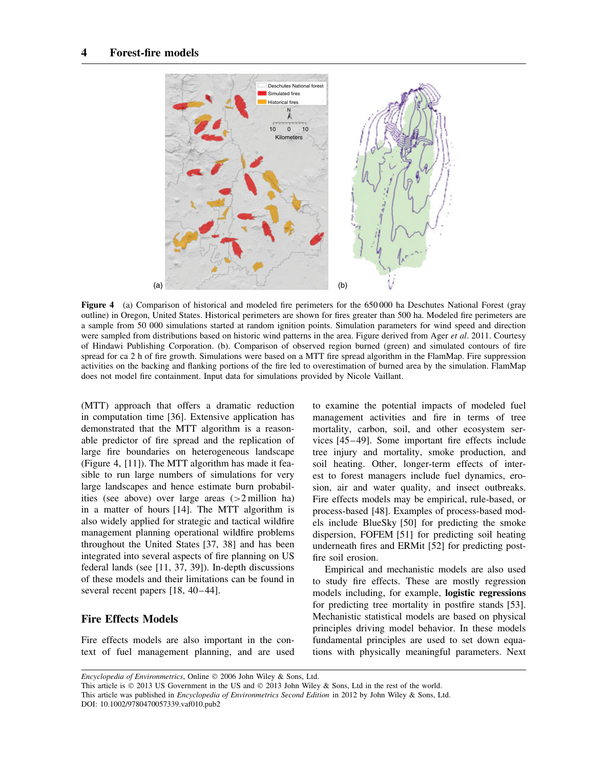Figure 4 (a) Comparison of historical and modeled fire perimeters for the 650 000 ha Deschutes National Forest (gray outline) in Oregon, United States. Historical perimeters are shown for fires greater than 500 ha. Modeled fire perimeters are a sample from 50 000 simulations started at random ignition points. Simulation parameters for wind speed and direction were sampled from distributions based on historic wind patterns in the area. Figure derived from Ager *et al*. 2011. Courtesy of Hindawi Publishing Corporation. (b). Comparison of observed region burned (green) and simulated contours of fire spread for ca 2 h of fire growth. Simulations were based on a MTT fire spread algorithm in the FlamMap. Fire suppression activities on the backing and flanking portions of the fire led to overestimation of burned area by the simulation. FlamMap does not model fire containment. Input data for simulations provided by Nicole Vaillant.

(MTT) approach that offers a dramatic reduction in computation time [36]. Extensive application has demonstrated that the MTT algorithm is a reasonable predictor of fire spread and the replication of large fire boundaries on heterogeneous landscape (Figure 4, [11]). The MTT algorithm has made it feasible to run large numbers of simulations for very large landscapes and hence estimate burn probabilities (see above) over large areas (>2 million ha) in a matter of hours [14]. The MTT algorithm is also widely applied for strategic and tactical wildfire management planning operational wildfire problems throughout the United States [37, 38] and has been integrated into several aspects of fire planning on US federal lands (see [11, 37, 39]). In-depth discussions of these models and their limitations can be found in several recent papers [18, 40–44].

## Fire Effects Models

Fire effects models are also important in the context of fuel management planning, and are used to examine the potential impacts of modeled fuel management activities and fire in terms of tree mortality, carbon, soil, and other ecosystem services [45–49]. Some important fire effects include tree injury and mortality, smoke production, and soil heating. Other, longer-term effects of interest to forest managers include fuel dynamics, erosion, air and water quality, and insect outbreaks. Fire effects models may be empirical, rule-based, or process-based [48]. Examples of process-based models include BlueSky [50] for predicting the smoke dispersion, FOFEM [51] for predicting soil heating underneath fires and ERMit [52] for predicting postfire soil erosion.

Empirical and mechanistic models are also used to study fire effects. These are mostly regression models including, for example, **logistic regressions** for predicting tree mortality in postfire stands [53]. Mechanistic statistical models are based on physical principles driving model behavior. In these models fundamental principles are used to set down equations with physically meaningful parameters. Next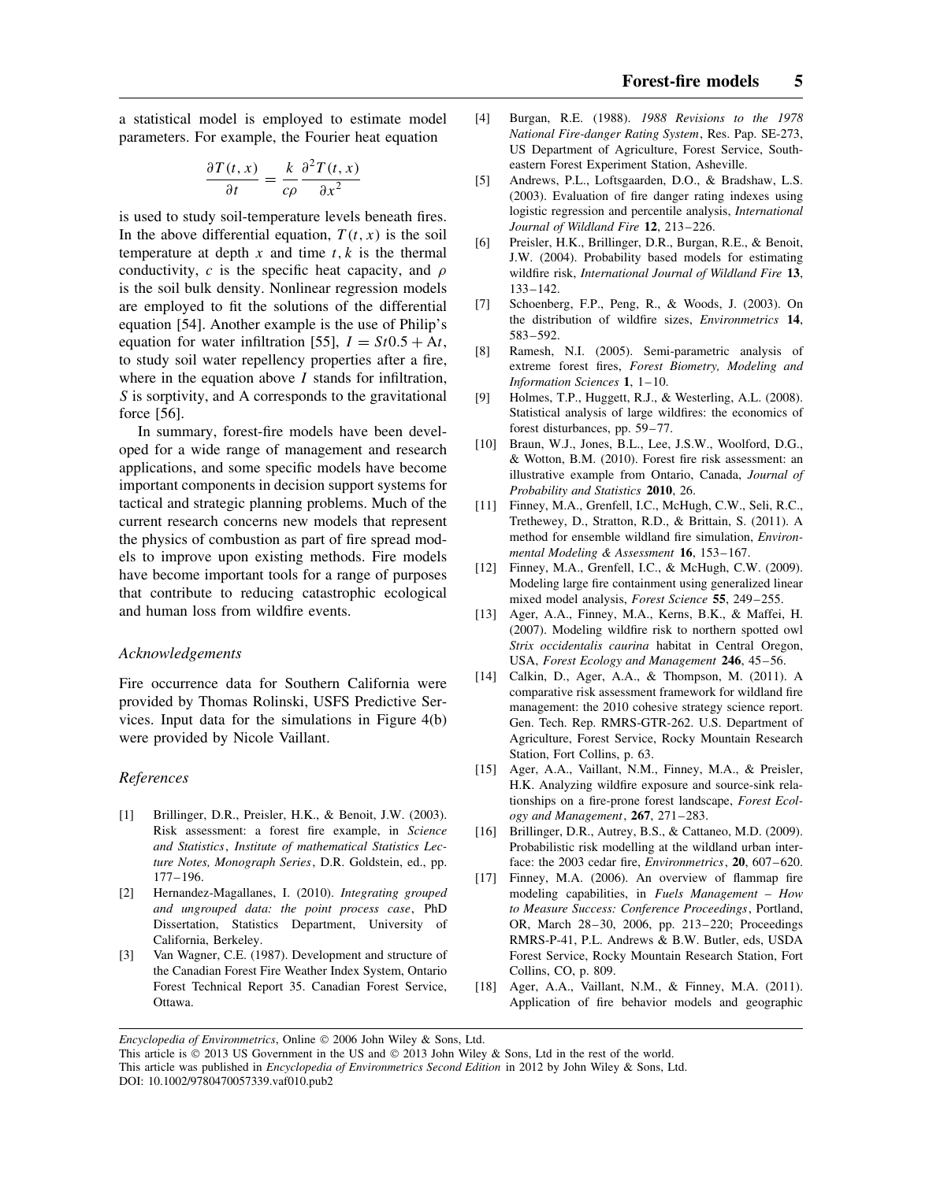a statistical model is employed to estimate model parameters. For example, the Fourier heat equation

$$\frac{\partial T(t,x)}{\partial t} = \frac{k}{c\rho}\frac{\partial^2 T(t,x)}{\partial x^2}$$

is used to study soil-temperature levels beneath fires. In the above differential equation, $T(t,x)$ is the soil temperature at depth $x$ and time $t$, $k$ is the thermal conductivity, $c$ is the specific heat capacity, and $\rho$ is the soil bulk density. Nonlinear regression models are employed to fit the solutions of the differential equation [54]. Another example is the use of Philip's equation for water infiltration [55], $I = St0.5 + \mathrm{A}t$, to study soil water repellency properties after a fire, where in the equation above $I$ stands for infiltration, $S$ is sorptivity, and A corresponds to the gravitational force [56].

In summary, forest-fire models have been developed for a wide range of management and research applications, and some specific models have become important components in decision support systems for tactical and strategic planning problems. Much of the current research concerns new models that represent the physics of combustion as part of fire spread models to improve upon existing methods. Fire models have become important tools for a range of purposes that contribute to reducing catastrophic ecological and human loss from wildfire events.

### *Acknowledgements*

Fire occurrence data for Southern California were provided by Thomas Rolinski, USFS Predictive Services. Input data for the simulations in Figure 4(b) were provided by Nicole Vaillant.

### *References*

[1] Brillinger, D.R., Preisler, H.K., & Benoit, J.W. (2003). Risk assessment: a forest fire example, in *Science and Statistics*, *Institute of mathematical Statistics Lecture Notes, Monograph Series*, D.R. Goldstein, ed., pp. 177–196.

[2] Hernandez-Magallanes, I. (2010). *Integrating grouped and ungrouped data: the point process case*, PhD Dissertation, Statistics Department, University of California, Berkeley.

[3] Van Wagner, C.E. (1987). Development and structure of the Canadian Forest Fire Weather Index System, Ontario Forest Technical Report 35. Canadian Forest Service, Ottawa.

[4] Burgan, R.E. (1988). *1988 Revisions to the 1978 National Fire-danger Rating System*, Res. Pap. SE-273, US Department of Agriculture, Forest Service, Southeastern Forest Experiment Station, Asheville.

[5] Andrews, P.L., Loftsgaarden, D.O., & Bradshaw, L.S. (2003). Evaluation of fire danger rating indexes using logistic regression and percentile analysis, *International Journal of Wildland Fire* **12**, 213–226.

[6] Preisler, H.K., Brillinger, D.R., Burgan, R.E., & Benoit, J.W. (2004). Probability based models for estimating wildfire risk, *International Journal of Wildland Fire* **13**, 133–142.

[7] Schoenberg, F.P., Peng, R., & Woods, J. (2003). On the distribution of wildfire sizes, *Environmetrics* **14**, 583–592.

[8] Ramesh, N.I. (2005). Semi-parametric analysis of extreme forest fires, *Forest Biometry, Modeling and Information Sciences* **1**, 1–10.

[9] Holmes, T.P., Huggett, R.J., & Westerling, A.L. (2008). Statistical analysis of large wildfires: the economics of forest disturbances, pp. 59–77.

[10] Braun, W.J., Jones, B.L., Lee, J.S.W., Woolford, D.G., & Wotton, B.M. (2010). Forest fire risk assessment: an illustrative example from Ontario, Canada, *Journal of Probability and Statistics* **2010**, 26.

[11] Finney, M.A., Grenfell, I.C., McHugh, C.W., Seli, R.C., Trethewey, D., Stratton, R.D., & Brittain, S. (2011). A method for ensemble wildland fire simulation, *Environmental Modeling & Assessment* **16**, 153–167.

[12] Finney, M.A., Grenfell, I.C., & McHugh, C.W. (2009). Modeling large fire containment using generalized linear mixed model analysis, *Forest Science* **55**, 249–255.

[13] Ager, A.A., Finney, M.A., Kerns, B.K., & Maffei, H. (2007). Modeling wildfire risk to northern spotted owl *Strix occidentalis caurina* habitat in Central Oregon, USA, *Forest Ecology and Management* **246**, 45–56.

[14] Calkin, D., Ager, A.A., & Thompson, M. (2011). A comparative risk assessment framework for wildland fire management: the 2010 cohesive strategy science report. Gen. Tech. Rep. RMRS-GTR-262. U.S. Department of Agriculture, Forest Service, Rocky Mountain Research Station, Fort Collins, p. 63.

[15] Ager, A.A., Vaillant, N.M., Finney, M.A., & Preisler, H.K. Analyzing wildfire exposure and source-sink relationships on a fire-prone forest landscape, *Forest Ecology and Management*, **267**, 271–283.

[16] Brillinger, D.R., Autrey, B.S., & Cattaneo, M.D. (2009). Probabilistic risk modelling at the wildland urban interface: the 2003 cedar fire, *Environmetrics*, **20**, 607–620.

[17] Finney, M.A. (2006). An overview of flammap fire modeling capabilities, in *Fuels Management – How to Measure Success: Conference Proceedings*, Portland, OR, March 28–30, 2006, pp. 213–220; Proceedings RMRS-P-41, P.L. Andrews & B.W. Butler, eds, USDA Forest Service, Rocky Mountain Research Station, Fort Collins, CO, p. 809.

[18] Ager, A.A., Vaillant, N.M., & Finney, M.A. (2011). Application of fire behavior models and geographic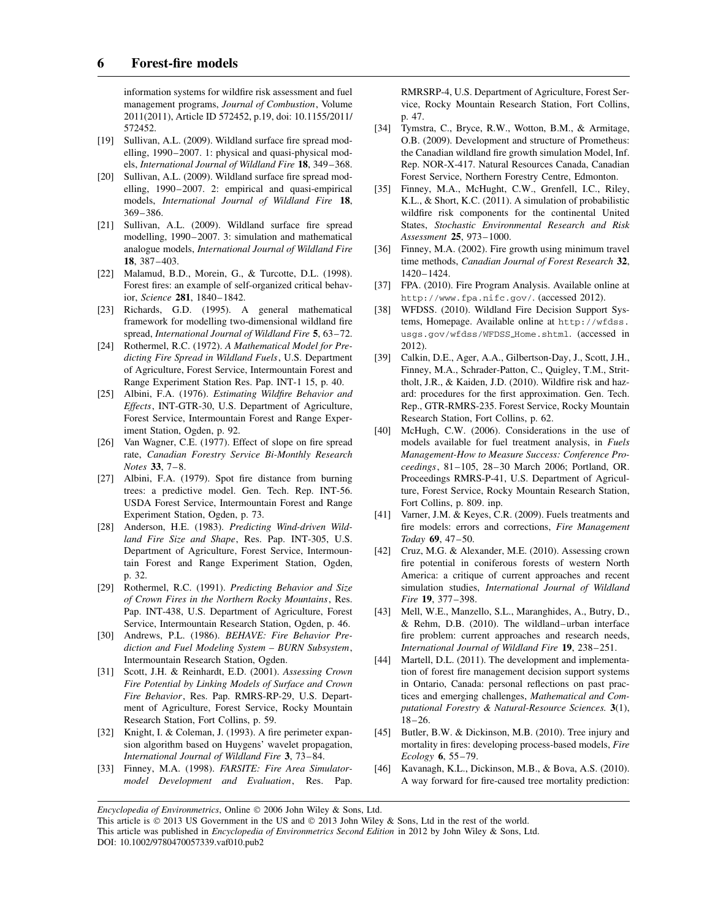information systems for wildfire risk assessment and fuel management programs, *Journal of Combustion*, Volume 2011(2011), Article ID 572452, p.19, doi: 10.1155/2011/572452.

[19] Sullivan, A.L. (2009). Wildland surface fire spread modelling, 1990–2007. 1: physical and quasi-physical models, *International Journal of Wildland Fire* **18**, 349–368.

[20] Sullivan, A.L. (2009). Wildland surface fire spread modelling, 1990–2007. 2: empirical and quasi-empirical models, *International Journal of Wildland Fire* **18**, 369–386.

[21] Sullivan, A.L. (2009). Wildland surface fire spread modelling, 1990–2007. 3: simulation and mathematical analogue models, *International Journal of Wildland Fire* **18**, 387–403.

[22] Malamud, B.D., Morein, G., & Turcotte, D.L. (1998). Forest fires: an example of self-organized critical behavior, *Science* **281**, 1840–1842.

[23] Richards, G.D. (1995). A general mathematical framework for modelling two-dimensional wildland fire spread, *International Journal of Wildland Fire* **5**, 63–72.

[24] Rothermel, R.C. (1972). *A Mathematical Model for Predicting Fire Spread in Wildland Fuels*, U.S. Department of Agriculture, Forest Service, Intermountain Forest and Range Experiment Station Res. Pap. INT-1 15, p. 40.

[25] Albini, F.A. (1976). *Estimating Wildfire Behavior and Effects*, INT-GTR-30, U.S. Department of Agriculture, Forest Service, Intermountain Forest and Range Experiment Station, Ogden, p. 92.

[26] Van Wagner, C.E. (1977). Effect of slope on fire spread rate, *Canadian Forestry Service Bi-Monthly Research Notes* **33**, 7–8.

[27] Albini, F.A. (1979). Spot fire distance from burning trees: a predictive model. Gen. Tech. Rep. INT-56. USDA Forest Service, Intermountain Forest and Range Experiment Station, Ogden, p. 73.

[28] Anderson, H.E. (1983). *Predicting Wind-driven Wildland Fire Size and Shape*, Res. Pap. INT-305, U.S. Department of Agriculture, Forest Service, Intermountain Forest and Range Experiment Station, Ogden, p. 32.

[29] Rothermel, R.C. (1991). *Predicting Behavior and Size of Crown Fires in the Northern Rocky Mountains*, Res. Pap. INT-438, U.S. Department of Agriculture, Forest Service, Intermountain Research Station, Ogden, p. 46.

[30] Andrews, P.L. (1986). *BEHAVE: Fire Behavior Prediction and Fuel Modeling System – BURN Subsystem*, Intermountain Research Station, Ogden.

[31] Scott, J.H. & Reinhardt, E.D. (2001). *Assessing Crown Fire Potential by Linking Models of Surface and Crown Fire Behavior*, Res. Pap. RMRS-RP-29, U.S. Department of Agriculture, Forest Service, Rocky Mountain Research Station, Fort Collins, p. 59.

[32] Knight, I. & Coleman, J. (1993). A fire perimeter expansion algorithm based on Huygens' wavelet propagation, *International Journal of Wildland Fire* **3**, 73–84.

[33] Finney, M.A. (1998). *FARSITE: Fire Area Simulator-model Development and Evaluation*, Res. Pap. RMRSRP-4, U.S. Department of Agriculture, Forest Service, Rocky Mountain Research Station, Fort Collins, p. 47.

[34] Tymstra, C., Bryce, R.W., Wotton, B.M., & Armitage, O.B. (2009). Development and structure of Prometheus: the Canadian wildland fire growth simulation Model, Inf. Rep. NOR-X-417. Natural Resources Canada, Canadian Forest Service, Northern Forestry Centre, Edmonton.

[35] Finney, M.A., McHught, C.W., Grenfell, I.C., Riley, K.L., & Short, K.C. (2011). A simulation of probabilistic wildfire risk components for the continental United States, *Stochastic Environmental Research and Risk Assessment* **25**, 973–1000.

[36] Finney, M.A. (2002). Fire growth using minimum travel time methods, *Canadian Journal of Forest Research* **32**, 1420–1424.

[37] FPA. (2010). Fire Program Analysis. Available online at http://www.fpa.nifc.gov/. (accessed 2012).

[38] WFDSS. (2010). Wildland Fire Decision Support Systems, Homepage. Available online at http://wfdss.usgs.gov/wfdss/WFDSS_Home.shtml. (accessed in 2012).

[39] Calkin, D.E., Ager, A.A., Gilbertson-Day, J., Scott, J.H., Finney, M.A., Schrader-Patton, C., Quigley, T.M., Strittholt, J.R., & Kaiden, J.D. (2010). Wildfire risk and hazard: procedures for the first approximation. Gen. Tech. Rep., GTR-RMRS-235. Forest Service, Rocky Mountain Research Station, Fort Collins, p. 62.

[40] McHugh, C.W. (2006). Considerations in the use of models available for fuel treatment analysis, in *Fuels Management-How to Measure Success: Conference Proceedings*, 81–105, 28–30 March 2006; Portland, OR. Proceedings RMRS-P-41, U.S. Department of Agriculture, Forest Service, Rocky Mountain Research Station, Fort Collins, p. 809. inp.

[41] Varner, J.M. & Keyes, C.R. (2009). Fuels treatments and fire models: errors and corrections, *Fire Management Today* **69**, 47–50.

[42] Cruz, M.G. & Alexander, M.E. (2010). Assessing crown fire potential in coniferous forests of western North America: a critique of current approaches and recent simulation studies, *International Journal of Wildland Fire* **19**, 377–398.

[43] Mell, W.E., Manzello, S.L., Maranghides, A., Butry, D., & Rehm, D.B. (2010). The wildland–urban interface fire problem: current approaches and research needs, *International Journal of Wildland Fire* **19**, 238–251.

[44] Martell, D.L. (2011). The development and implementation of forest fire management decision support systems in Ontario, Canada: personal reflections on past practices and emerging challenges, *Mathematical and Computational Forestry & Natural-Resource Sciences.* **3**(1), 18–26.

[45] Butler, B.W. & Dickinson, M.B. (2010). Tree injury and mortality in fires: developing process-based models, *Fire Ecology* **6**, 55–79.

[46] Kavanagh, K.L., Dickinson, M.B., & Bova, A.S. (2010). A way forward for fire-caused tree mortality prediction: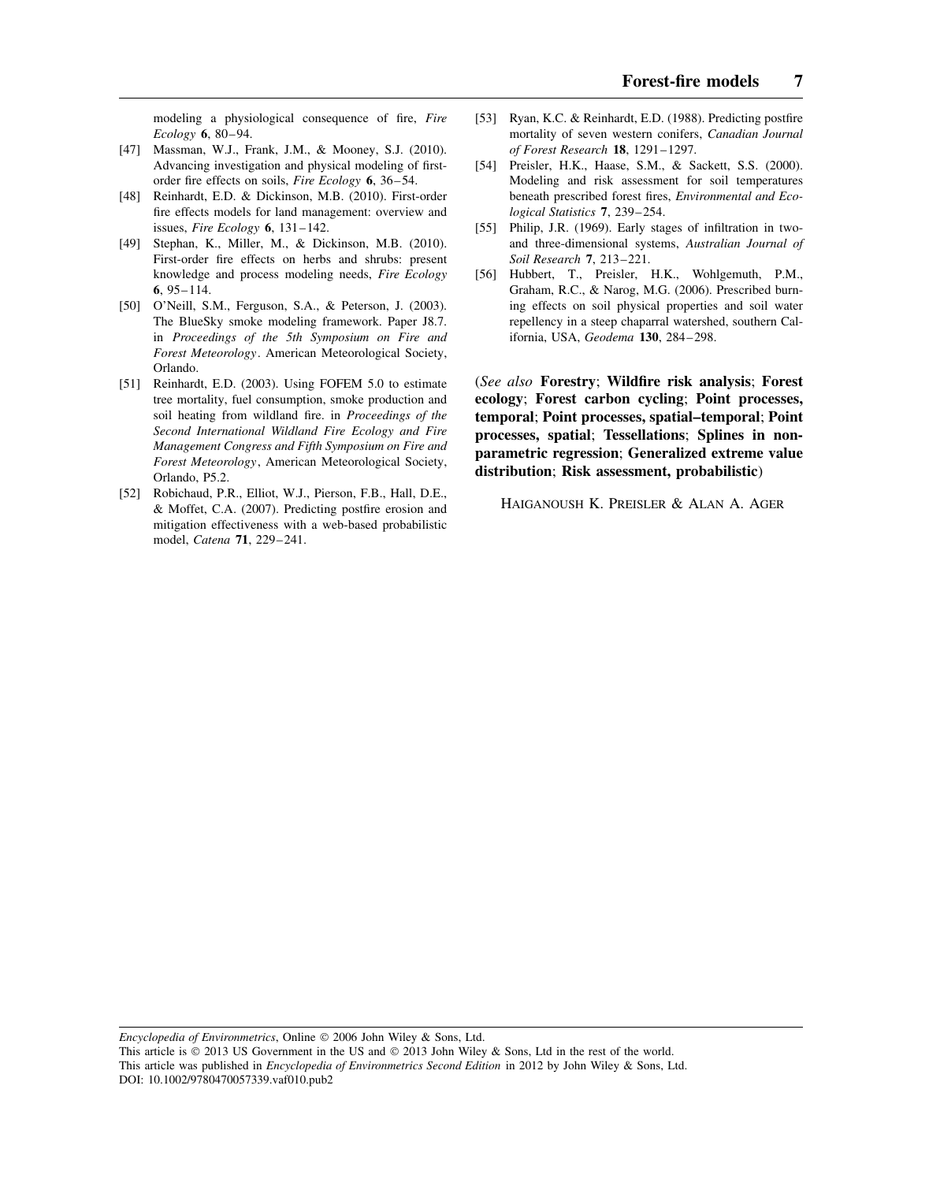modeling a physiological consequence of fire, *Fire Ecology* **6**, 80–94.

[47] Massman, W.J., Frank, J.M., & Mooney, S.J. (2010). Advancing investigation and physical modeling of first-order fire effects on soils, *Fire Ecology* **6**, 36–54.

[48] Reinhardt, E.D. & Dickinson, M.B. (2010). First-order fire effects models for land management: overview and issues, *Fire Ecology* **6**, 131–142.

[49] Stephan, K., Miller, M., & Dickinson, M.B. (2010). First-order fire effects on herbs and shrubs: present knowledge and process modeling needs, *Fire Ecology* **6**, 95–114.

[50] O'Neill, S.M., Ferguson, S.A., & Peterson, J. (2003). The BlueSky smoke modeling framework. Paper J8.7. in *Proceedings of the 5th Symposium on Fire and Forest Meteorology*. American Meteorological Society, Orlando.

[51] Reinhardt, E.D. (2003). Using FOFEM 5.0 to estimate tree mortality, fuel consumption, smoke production and soil heating from wildland fire. in *Proceedings of the Second International Wildland Fire Ecology and Fire Management Congress and Fifth Symposium on Fire and Forest Meteorology*, American Meteorological Society, Orlando, P5.2.

[52] Robichaud, P.R., Elliot, W.J., Pierson, F.B., Hall, D.E., & Moffet, C.A. (2007). Predicting postfire erosion and mitigation effectiveness with a web-based probabilistic model, *Catena* **71**, 229–241.

[53] Ryan, K.C. & Reinhardt, E.D. (1988). Predicting postfire mortality of seven western conifers, *Canadian Journal of Forest Research* **18**, 1291–1297.

[54] Preisler, H.K., Haase, S.M., & Sackett, S.S. (2000). Modeling and risk assessment for soil temperatures beneath prescribed forest fires, *Environmental and Ecological Statistics* **7**, 239–254.

[55] Philip, J.R. (1969). Early stages of infiltration in two- and three-dimensional systems, *Australian Journal of Soil Research* **7**, 213–221.

[56] Hubbert, T., Preisler, H.K., Wohlgemuth, P.M., Graham, R.C., & Narog, M.G. (2006). Prescribed burning effects on soil physical properties and soil water repellency in a steep chaparral watershed, southern California, USA, *Geodema* **130**, 284–298.

(*See also* **Forestry**; **Wildfire risk analysis**; **Forest ecology**; **Forest carbon cycling**; **Point processes, temporal**; **Point processes, spatial–temporal**; **Point processes, spatial**; **Tessellations**; **Splines in nonparametric regression**; **Generalized extreme value distribution**; **Risk assessment, probabilistic**)

HAIGANOUSH K. PREISLER & ALAN A. AGER

*Encyclopedia of Environmetrics*, Online © 2006 John Wiley & Sons, Ltd.
This article is © 2013 US Government in the US and © 2013 John Wiley & Sons, Ltd in the rest of the world.
This article was published in *Encyclopedia of Environmetrics Second Edition* in 2012 by John Wiley & Sons, Ltd.
DOI: 10.1002/9780470057339.vaf010.pub2